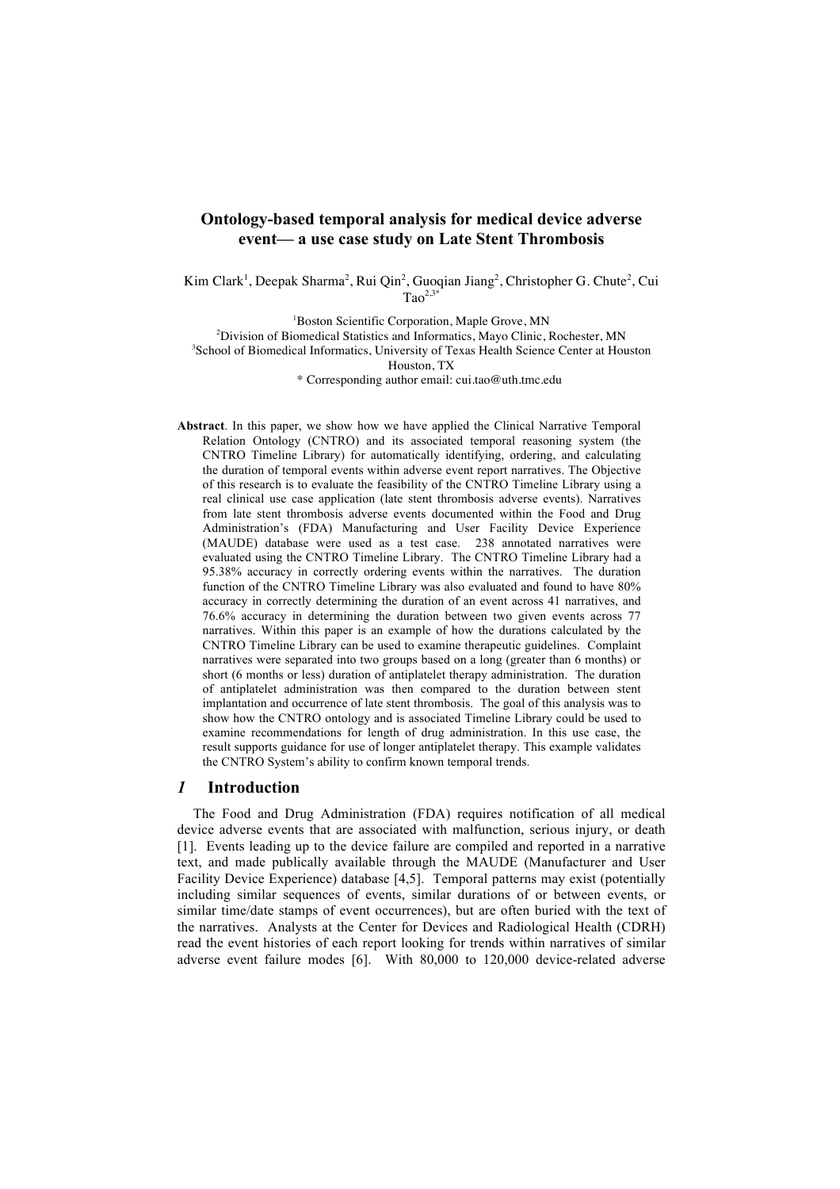# Ontology-based temporal analysis for medical device adverse event— a use case study on Late Stent Thrombosis

Kim Clark[1], Deepak Sharma[2], Rui Qin[2], Guoqian Jiang[2], Christopher G. Chute[2], Cui Tao[2,3*]

[1]Boston Scientific Corporation, Maple Grove, MN
[2]Division of Biomedical Statistics and Informatics, Mayo Clinic, Rochester, MN
[3]School of Biomedical Informatics, University of Texas Health Science Center at Houston Houston, TX
* Corresponding author email: cui.tao@uth.tmc.edu

**Abstract**. In this paper, we show how we have applied the Clinical Narrative Temporal Relation Ontology (CNTRO) and its associated temporal reasoning system (the CNTRO Timeline Library) for automatically identifying, ordering, and calculating the duration of temporal events within adverse event report narratives. The Objective of this research is to evaluate the feasibility of the CNTRO Timeline Library using a real clinical use case application (late stent thrombosis adverse events). Narratives from late stent thrombosis adverse events documented within the Food and Drug Administration's (FDA) Manufacturing and User Facility Device Experience (MAUDE) database were used as a test case. 238 annotated narratives were evaluated using the CNTRO Timeline Library. The CNTRO Timeline Library had a 95.38% accuracy in correctly ordering events within the narratives. The duration function of the CNTRO Timeline Library was also evaluated and found to have 80% accuracy in correctly determining the duration of an event across 41 narratives, and 76.6% accuracy in determining the duration between two given events across 77 narratives. Within this paper is an example of how the durations calculated by the CNTRO Timeline Library can be used to examine therapeutic guidelines. Complaint narratives were separated into two groups based on a long (greater than 6 months) or short (6 months or less) duration of antiplatelet therapy administration. The duration of antiplatelet administration was then compared to the duration between stent implantation and occurrence of late stent thrombosis. The goal of this analysis was to show how the CNTRO ontology and is associated Timeline Library could be used to examine recommendations for length of drug administration. In this use case, the result supports guidance for use of longer antiplatelet therapy. This example validates the CNTRO System's ability to confirm known temporal trends.

## *1* Introduction

The Food and Drug Administration (FDA) requires notification of all medical device adverse events that are associated with malfunction, serious injury, or death [1]. Events leading up to the device failure are compiled and reported in a narrative text, and made publically available through the MAUDE (Manufacturer and User Facility Device Experience) database [4,5]. Temporal patterns may exist (potentially including similar sequences of events, similar durations of or between events, or similar time/date stamps of event occurrences), but are often buried with the text of the narratives. Analysts at the Center for Devices and Radiological Health (CDRH) read the event histories of each report looking for trends within narratives of similar adverse event failure modes [6]. With 80,000 to 120,000 device-related adverse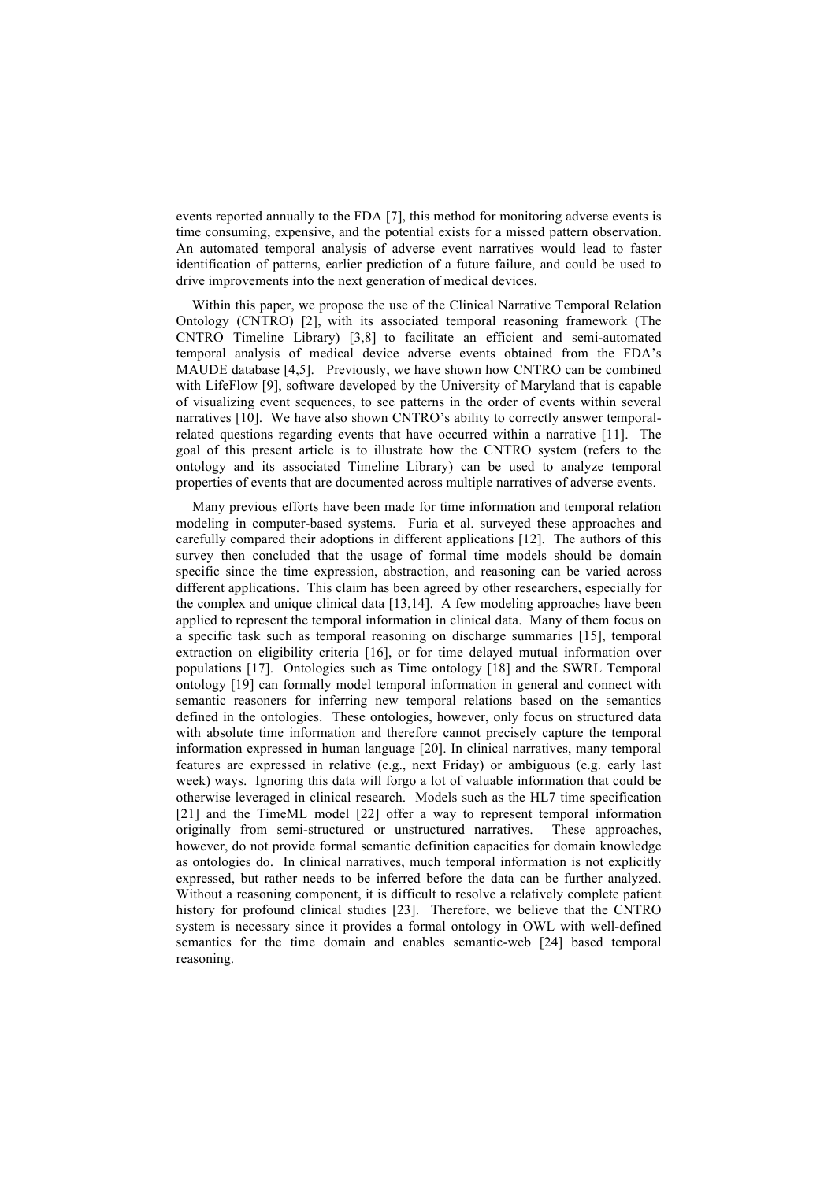events reported annually to the FDA [7], this method for monitoring adverse events is time consuming, expensive, and the potential exists for a missed pattern observation. An automated temporal analysis of adverse event narratives would lead to faster identification of patterns, earlier prediction of a future failure, and could be used to drive improvements into the next generation of medical devices.

Within this paper, we propose the use of the Clinical Narrative Temporal Relation Ontology (CNTRO) [2], with its associated temporal reasoning framework (The CNTRO Timeline Library) [3,8] to facilitate an efficient and semi-automated temporal analysis of medical device adverse events obtained from the FDA's MAUDE database [4,5]. Previously, we have shown how CNTRO can be combined with LifeFlow [9], software developed by the University of Maryland that is capable of visualizing event sequences, to see patterns in the order of events within several narratives [10]. We have also shown CNTRO's ability to correctly answer temporal-related questions regarding events that have occurred within a narrative [11]. The goal of this present article is to illustrate how the CNTRO system (refers to the ontology and its associated Timeline Library) can be used to analyze temporal properties of events that are documented across multiple narratives of adverse events.

Many previous efforts have been made for time information and temporal relation modeling in computer-based systems. Furia et al. surveyed these approaches and carefully compared their adoptions in different applications [12]. The authors of this survey then concluded that the usage of formal time models should be domain specific since the time expression, abstraction, and reasoning can be varied across different applications. This claim has been agreed by other researchers, especially for the complex and unique clinical data [13,14]. A few modeling approaches have been applied to represent the temporal information in clinical data. Many of them focus on a specific task such as temporal reasoning on discharge summaries [15], temporal extraction on eligibility criteria [16], or for time delayed mutual information over populations [17]. Ontologies such as Time ontology [18] and the SWRL Temporal ontology [19] can formally model temporal information in general and connect with semantic reasoners for inferring new temporal relations based on the semantics defined in the ontologies. These ontologies, however, only focus on structured data with absolute time information and therefore cannot precisely capture the temporal information expressed in human language [20]. In clinical narratives, many temporal features are expressed in relative (e.g., next Friday) or ambiguous (e.g. early last week) ways. Ignoring this data will forgo a lot of valuable information that could be otherwise leveraged in clinical research. Models such as the HL7 time specification [21] and the TimeML model [22] offer a way to represent temporal information originally from semi-structured or unstructured narratives. These approaches, however, do not provide formal semantic definition capacities for domain knowledge as ontologies do. In clinical narratives, much temporal information is not explicitly expressed, but rather needs to be inferred before the data can be further analyzed. Without a reasoning component, it is difficult to resolve a relatively complete patient history for profound clinical studies [23]. Therefore, we believe that the CNTRO system is necessary since it provides a formal ontology in OWL with well-defined semantics for the time domain and enables semantic-web [24] based temporal reasoning.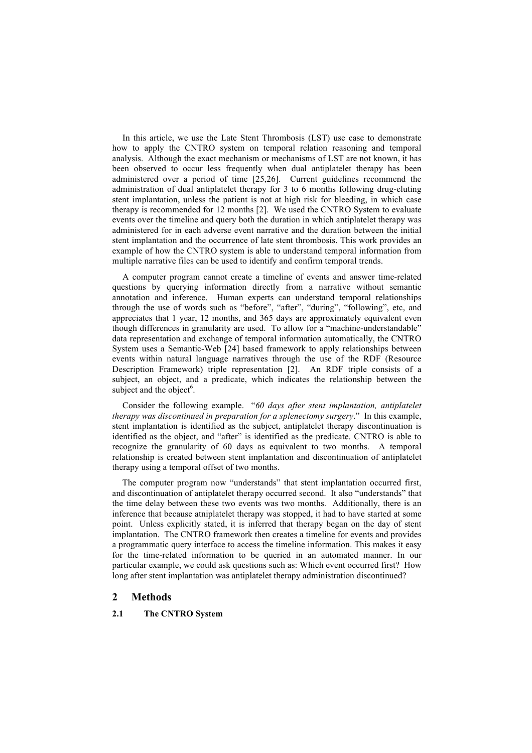In this article, we use the Late Stent Thrombosis (LST) use case to demonstrate how to apply the CNTRO system on temporal relation reasoning and temporal analysis. Although the exact mechanism or mechanisms of LST are not known, it has been observed to occur less frequently when dual antiplatelet therapy has been administered over a period of time [25,26]. Current guidelines recommend the administration of dual antiplatelet therapy for 3 to 6 months following drug-eluting stent implantation, unless the patient is not at high risk for bleeding, in which case therapy is recommended for 12 months [2]. We used the CNTRO System to evaluate events over the timeline and query both the duration in which antiplatelet therapy was administered for in each adverse event narrative and the duration between the initial stent implantation and the occurrence of late stent thrombosis. This work provides an example of how the CNTRO system is able to understand temporal information from multiple narrative files can be used to identify and confirm temporal trends.

A computer program cannot create a timeline of events and answer time-related questions by querying information directly from a narrative without semantic annotation and inference. Human experts can understand temporal relationships through the use of words such as "before", "after", "during", "following", etc, and appreciates that 1 year, 12 months, and 365 days are approximately equivalent even though differences in granularity are used. To allow for a "machine-understandable" data representation and exchange of temporal information automatically, the CNTRO System uses a Semantic-Web [24] based framework to apply relationships between events within natural language narratives through the use of the RDF (Resource Description Framework) triple representation [2]. An RDF triple consists of a subject, an object, and a predicate, which indicates the relationship between the subject and the object[6].

Consider the following example. "*60 days after stent implantation, antiplatelet therapy was discontinued in preparation for a splenectomy surgery*." In this example, stent implantation is identified as the subject, antiplatelet therapy discontinuation is identified as the object, and "after" is identified as the predicate. CNTRO is able to recognize the granularity of 60 days as equivalent to two months. A temporal relationship is created between stent implantation and discontinuation of antiplatelet therapy using a temporal offset of two months.

The computer program now "understands" that stent implantation occurred first, and discontinuation of antiplatelet therapy occurred second. It also "understands" that the time delay between these two events was two months. Additionally, there is an inference that because atniplatelet therapy was stopped, it had to have started at some point. Unless explicitly stated, it is inferred that therapy began on the day of stent implantation. The CNTRO framework then creates a timeline for events and provides a programmatic query interface to access the timeline information. This makes it easy for the time-related information to be queried in an automated manner. In our particular example, we could ask questions such as: Which event occurred first? How long after stent implantation was antiplatelet therapy administration discontinued?

## 2 Methods

### 2.1 The CNTRO System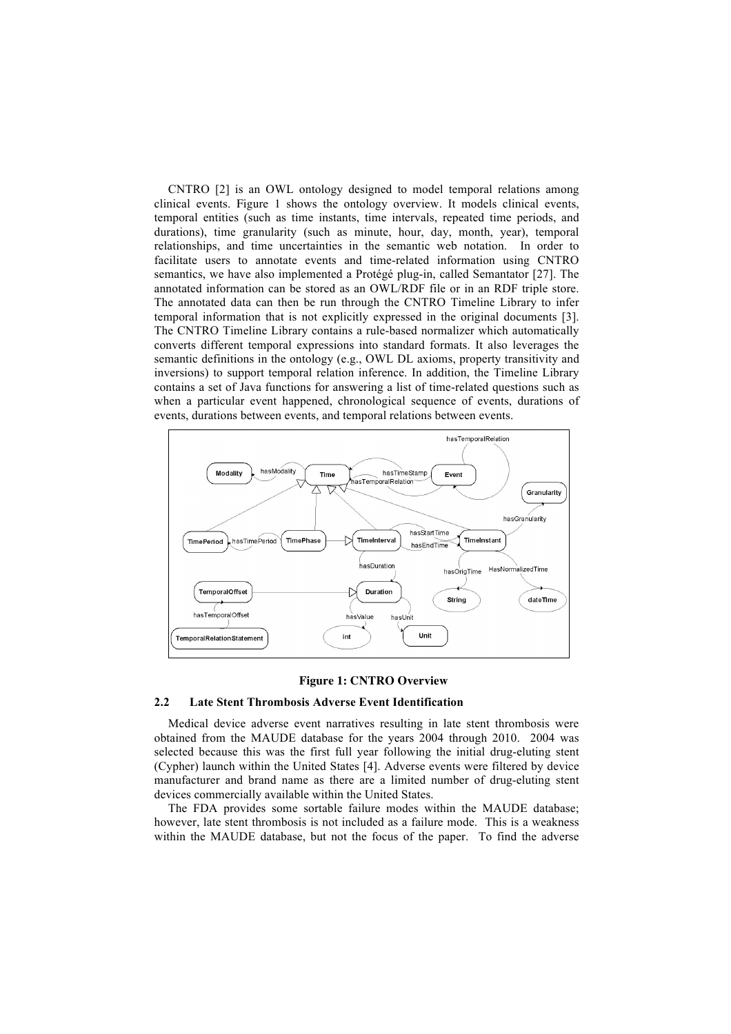CNTRO [2] is an OWL ontology designed to model temporal relations among clinical events. Figure 1 shows the ontology overview. It models clinical events, temporal entities (such as time instants, time intervals, repeated time periods, and durations), time granularity (such as minute, hour, day, month, year), temporal relationships, and time uncertainties in the semantic web notation. In order to facilitate users to annotate events and time-related information using CNTRO semantics, we have also implemented a Protégé plug-in, called Semantator [27]. The annotated information can be stored as an OWL/RDF file or in an RDF triple store. The annotated data can then be run through the CNTRO Timeline Library to infer temporal information that is not explicitly expressed in the original documents [3]. The CNTRO Timeline Library contains a rule-based normalizer which automatically converts different temporal expressions into standard formats. It also leverages the semantic definitions in the ontology (e.g., OWL DL axioms, property transitivity and inversions) to support temporal relation inference. In addition, the Timeline Library contains a set of Java functions for answering a list of time-related questions such as when a particular event happened, chronological sequence of events, durations of events, durations between events, and temporal relations between events.

**Figure 1: CNTRO Overview**

## 2.2 Late Stent Thrombosis Adverse Event Identification

Medical device adverse event narratives resulting in late stent thrombosis were obtained from the MAUDE database for the years 2004 through 2010. 2004 was selected because this was the first full year following the initial drug-eluting stent (Cypher) launch within the United States [4]. Adverse events were filtered by device manufacturer and brand name as there are a limited number of drug-eluting stent devices commercially available within the United States.

The FDA provides some sortable failure modes within the MAUDE database; however, late stent thrombosis is not included as a failure mode. This is a weakness within the MAUDE database, but not the focus of the paper. To find the adverse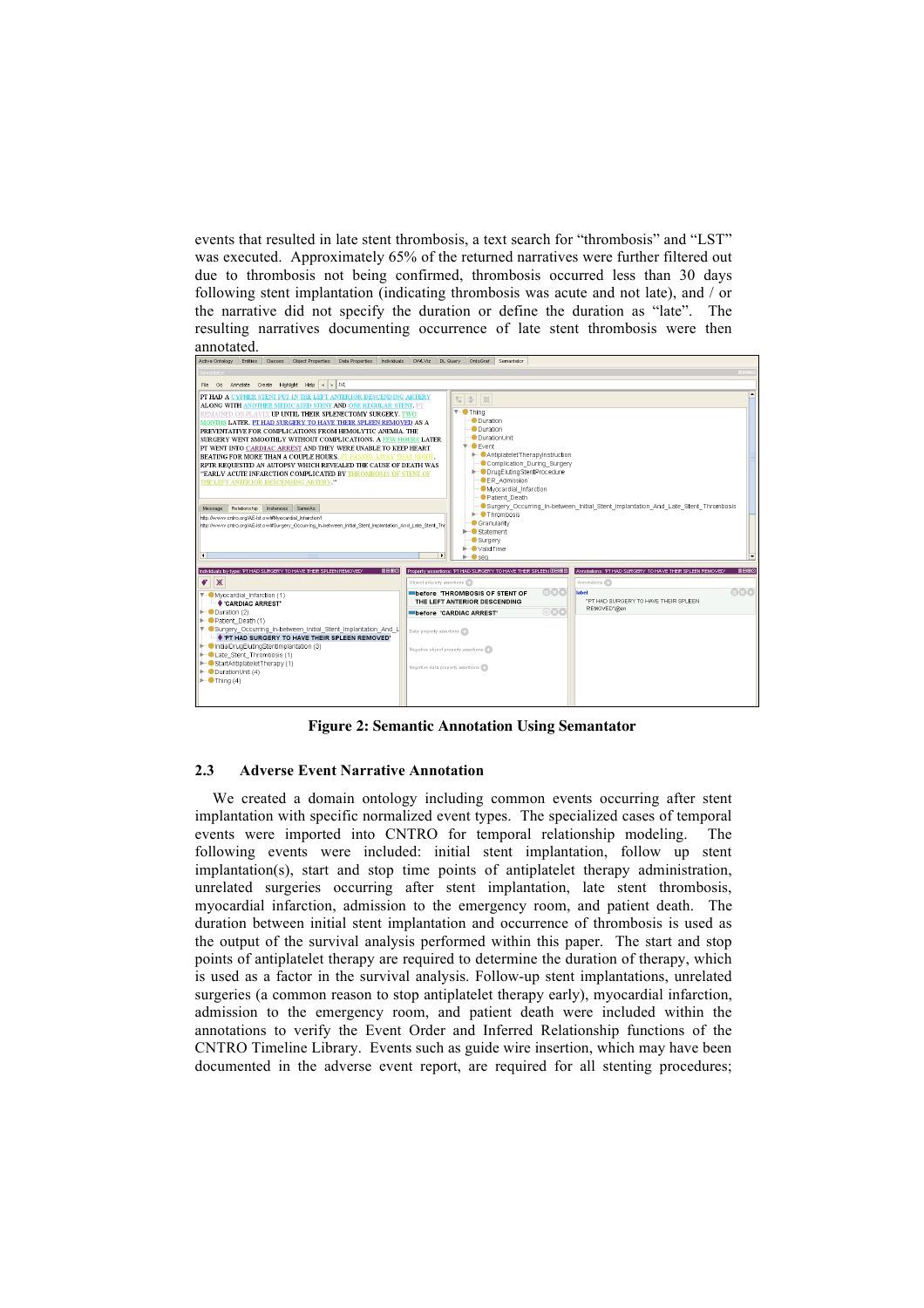events that resulted in late stent thrombosis, a text search for "thrombosis" and "LST" was executed. Approximately 65% of the returned narratives were further filtered out due to thrombosis not being confirmed, thrombosis occurred less than 30 days following stent implantation (indicating thrombosis was acute and not late), and / or the narrative did not specify the duration or define the duration as "late". The resulting narratives documenting occurrence of late stent thrombosis were then annotated.

**Figure 2: Semantic Annotation Using Semantator**

### 2.3 Adverse Event Narrative Annotation

We created a domain ontology including common events occurring after stent implantation with specific normalized event types. The specialized cases of temporal events were imported into CNTRO for temporal relationship modeling. The following events were included: initial stent implantation, follow up stent implantation(s), start and stop time points of antiplatelet therapy administration, unrelated surgeries occurring after stent implantation, late stent thrombosis, myocardial infarction, admission to the emergency room, and patient death. The duration between initial stent implantation and occurrence of thrombosis is used as the output of the survival analysis performed within this paper. The start and stop points of antiplatelet therapy are required to determine the duration of therapy, which is used as a factor in the survival analysis. Follow-up stent implantations, unrelated surgeries (a common reason to stop antiplatelet therapy early), myocardial infarction, admission to the emergency room, and patient death were included within the annotations to verify the Event Order and Inferred Relationship functions of the CNTRO Timeline Library. Events such as guide wire insertion, which may have been documented in the adverse event report, are required for all stenting procedures;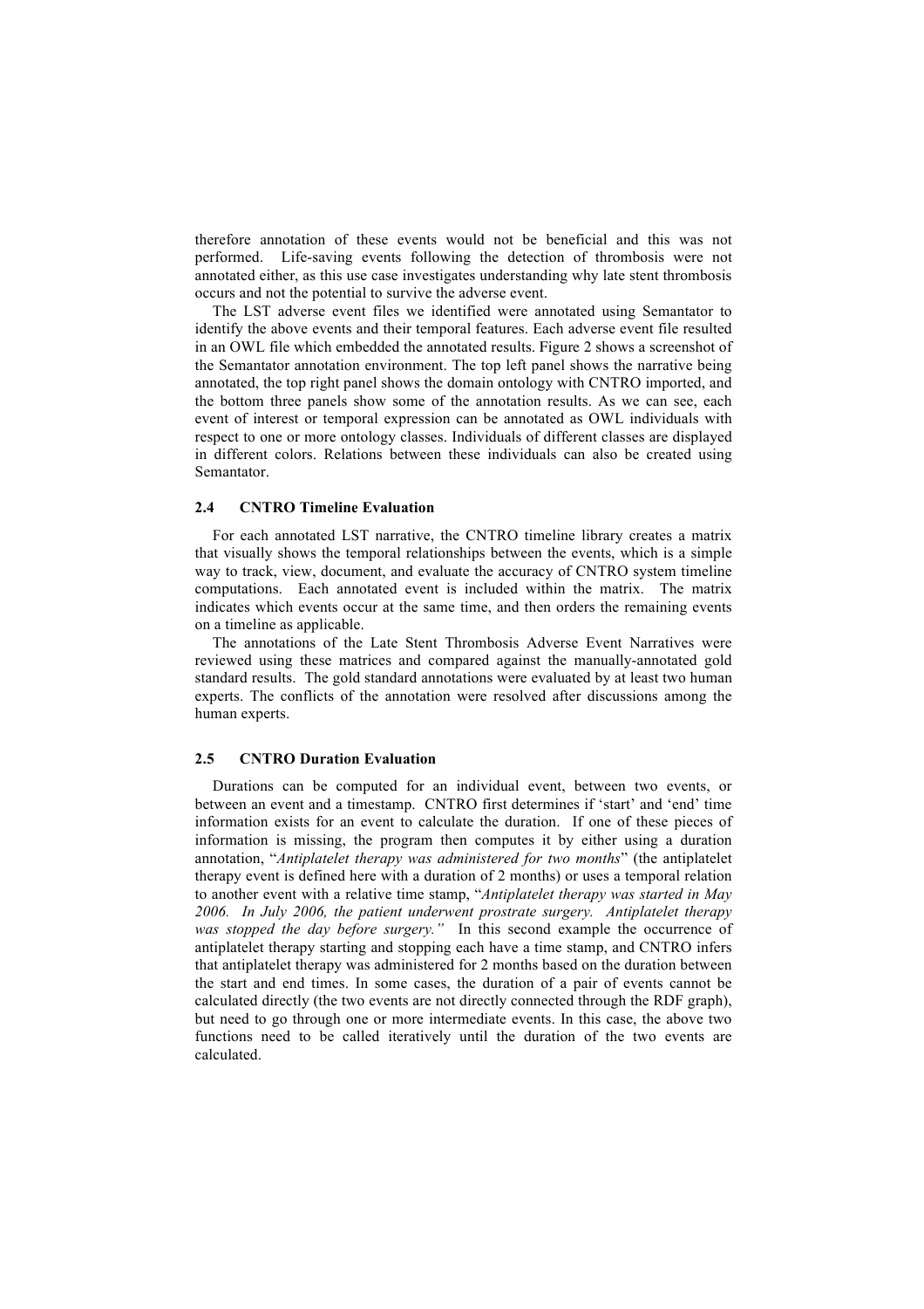therefore annotation of these events would not be beneficial and this was not performed. Life-saving events following the detection of thrombosis were not annotated either, as this use case investigates understanding why late stent thrombosis occurs and not the potential to survive the adverse event.

The LST adverse event files we identified were annotated using Semantator to identify the above events and their temporal features. Each adverse event file resulted in an OWL file which embedded the annotated results. Figure 2 shows a screenshot of the Semantator annotation environment. The top left panel shows the narrative being annotated, the top right panel shows the domain ontology with CNTRO imported, and the bottom three panels show some of the annotation results. As we can see, each event of interest or temporal expression can be annotated as OWL individuals with respect to one or more ontology classes. Individuals of different classes are displayed in different colors. Relations between these individuals can also be created using Semantator.

### 2.4 CNTRO Timeline Evaluation

For each annotated LST narrative, the CNTRO timeline library creates a matrix that visually shows the temporal relationships between the events, which is a simple way to track, view, document, and evaluate the accuracy of CNTRO system timeline computations. Each annotated event is included within the matrix. The matrix indicates which events occur at the same time, and then orders the remaining events on a timeline as applicable.

The annotations of the Late Stent Thrombosis Adverse Event Narratives were reviewed using these matrices and compared against the manually-annotated gold standard results. The gold standard annotations were evaluated by at least two human experts. The conflicts of the annotation were resolved after discussions among the human experts.

### 2.5 CNTRO Duration Evaluation

Durations can be computed for an individual event, between two events, or between an event and a timestamp. CNTRO first determines if 'start' and 'end' time information exists for an event to calculate the duration. If one of these pieces of information is missing, the program then computes it by either using a duration annotation, "*Antiplatelet therapy was administered for two months*" (the antiplatelet therapy event is defined here with a duration of 2 months) or uses a temporal relation to another event with a relative time stamp, "*Antiplatelet therapy was started in May 2006. In July 2006, the patient underwent prostrate surgery. Antiplatelet therapy was stopped the day before surgery.*" In this second example the occurrence of antiplatelet therapy starting and stopping each have a time stamp, and CNTRO infers that antiplatelet therapy was administered for 2 months based on the duration between the start and end times. In some cases, the duration of a pair of events cannot be calculated directly (the two events are not directly connected through the RDF graph), but need to go through one or more intermediate events. In this case, the above two functions need to be called iteratively until the duration of the two events are calculated.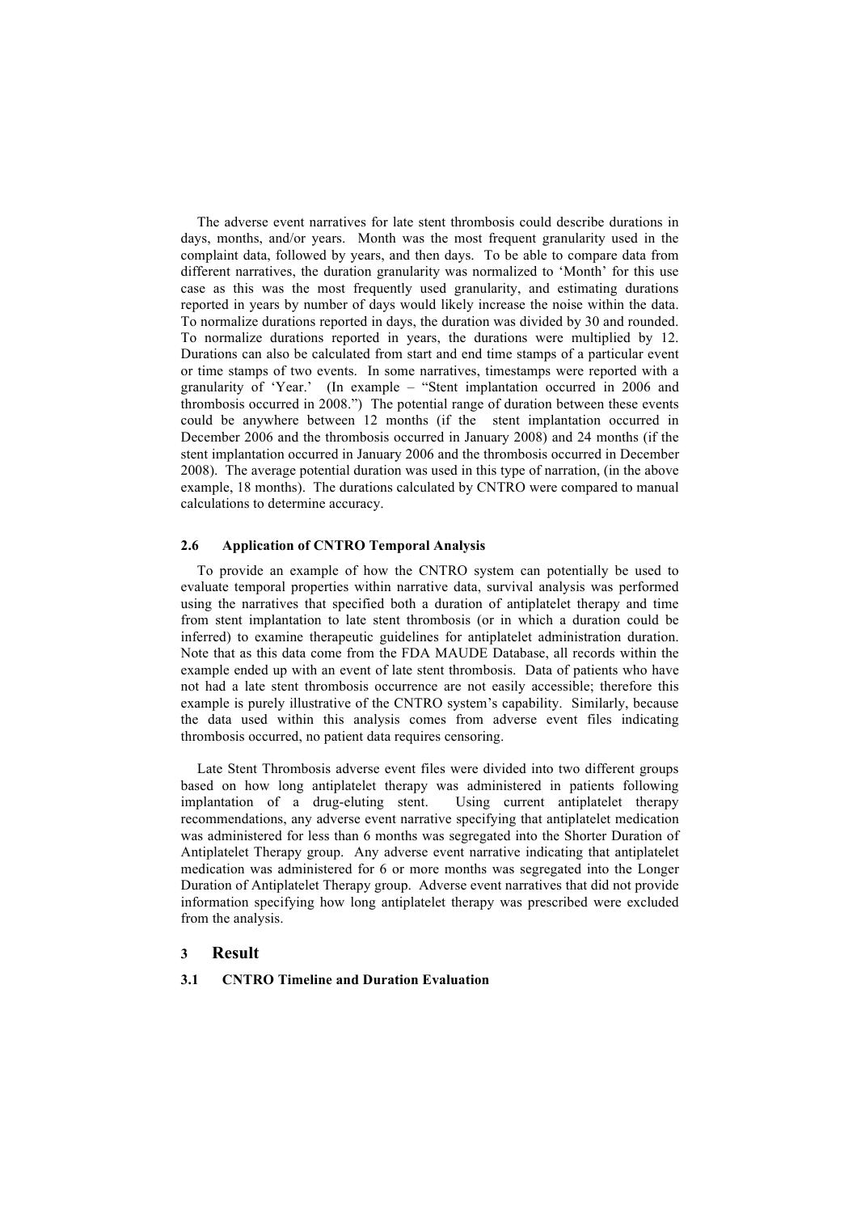The adverse event narratives for late stent thrombosis could describe durations in days, months, and/or years. Month was the most frequent granularity used in the complaint data, followed by years, and then days. To be able to compare data from different narratives, the duration granularity was normalized to 'Month' for this use case as this was the most frequently used granularity, and estimating durations reported in years by number of days would likely increase the noise within the data. To normalize durations reported in days, the duration was divided by 30 and rounded. To normalize durations reported in years, the durations were multiplied by 12. Durations can also be calculated from start and end time stamps of a particular event or time stamps of two events. In some narratives, timestamps were reported with a granularity of 'Year.' (In example – "Stent implantation occurred in 2006 and thrombosis occurred in 2008.") The potential range of duration between these events could be anywhere between 12 months (if the stent implantation occurred in December 2006 and the thrombosis occurred in January 2008) and 24 months (if the stent implantation occurred in January 2006 and the thrombosis occurred in December 2008). The average potential duration was used in this type of narration, (in the above example, 18 months). The durations calculated by CNTRO were compared to manual calculations to determine accuracy.

### 2.6 Application of CNTRO Temporal Analysis

To provide an example of how the CNTRO system can potentially be used to evaluate temporal properties within narrative data, survival analysis was performed using the narratives that specified both a duration of antiplatelet therapy and time from stent implantation to late stent thrombosis (or in which a duration could be inferred) to examine therapeutic guidelines for antiplatelet administration duration. Note that as this data come from the FDA MAUDE Database, all records within the example ended up with an event of late stent thrombosis. Data of patients who have not had a late stent thrombosis occurrence are not easily accessible; therefore this example is purely illustrative of the CNTRO system's capability. Similarly, because the data used within this analysis comes from adverse event files indicating thrombosis occurred, no patient data requires censoring.

Late Stent Thrombosis adverse event files were divided into two different groups based on how long antiplatelet therapy was administered in patients following implantation of a drug-eluting stent. Using current antiplatelet therapy recommendations, any adverse event narrative specifying that antiplatelet medication was administered for less than 6 months was segregated into the Shorter Duration of Antiplatelet Therapy group. Any adverse event narrative indicating that antiplatelet medication was administered for 6 or more months was segregated into the Longer Duration of Antiplatelet Therapy group. Adverse event narratives that did not provide information specifying how long antiplatelet therapy was prescribed were excluded from the analysis.

## 3 Result

### 3.1 CNTRO Timeline and Duration Evaluation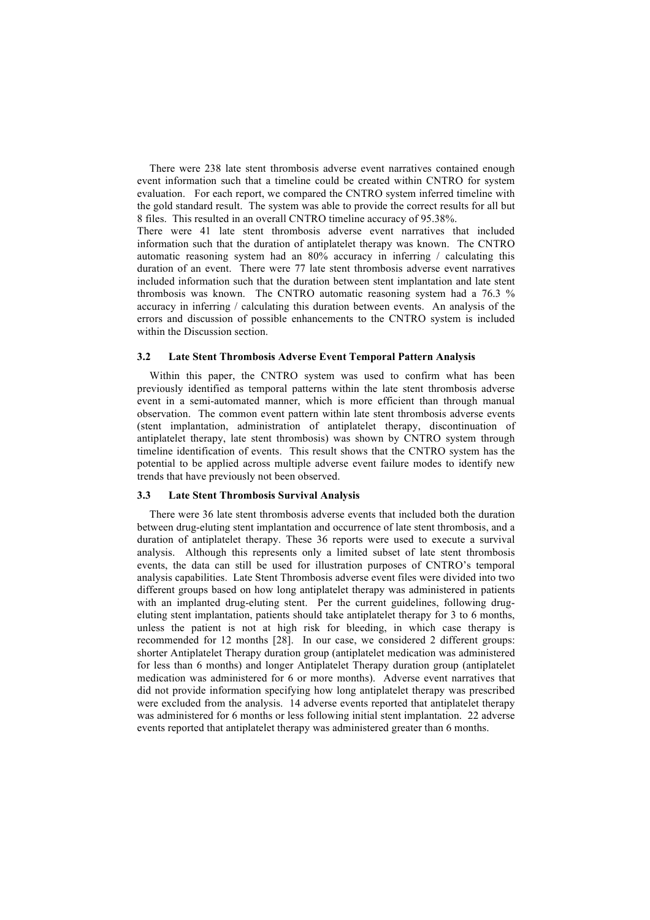There were 238 late stent thrombosis adverse event narratives contained enough event information such that a timeline could be created within CNTRO for system evaluation. For each report, we compared the CNTRO system inferred timeline with the gold standard result. The system was able to provide the correct results for all but 8 files. This resulted in an overall CNTRO timeline accuracy of 95.38%.

There were 41 late stent thrombosis adverse event narratives that included information such that the duration of antiplatelet therapy was known. The CNTRO automatic reasoning system had an 80% accuracy in inferring / calculating this duration of an event. There were 77 late stent thrombosis adverse event narratives included information such that the duration between stent implantation and late stent thrombosis was known. The CNTRO automatic reasoning system had a 76.3 % accuracy in inferring / calculating this duration between events. An analysis of the errors and discussion of possible enhancements to the CNTRO system is included within the Discussion section.

### 3.2 Late Stent Thrombosis Adverse Event Temporal Pattern Analysis

Within this paper, the CNTRO system was used to confirm what has been previously identified as temporal patterns within the late stent thrombosis adverse event in a semi-automated manner, which is more efficient than through manual observation. The common event pattern within late stent thrombosis adverse events (stent implantation, administration of antiplatelet therapy, discontinuation of antiplatelet therapy, late stent thrombosis) was shown by CNTRO system through timeline identification of events. This result shows that the CNTRO system has the potential to be applied across multiple adverse event failure modes to identify new trends that have previously not been observed.

### 3.3 Late Stent Thrombosis Survival Analysis

There were 36 late stent thrombosis adverse events that included both the duration between drug-eluting stent implantation and occurrence of late stent thrombosis, and a duration of antiplatelet therapy. These 36 reports were used to execute a survival analysis. Although this represents only a limited subset of late stent thrombosis events, the data can still be used for illustration purposes of CNTRO's temporal analysis capabilities. Late Stent Thrombosis adverse event files were divided into two different groups based on how long antiplatelet therapy was administered in patients with an implanted drug-eluting stent. Per the current guidelines, following drug-eluting stent implantation, patients should take antiplatelet therapy for 3 to 6 months, unless the patient is not at high risk for bleeding, in which case therapy is recommended for 12 months [28]. In our case, we considered 2 different groups: shorter Antiplatelet Therapy duration group (antiplatelet medication was administered for less than 6 months) and longer Antiplatelet Therapy duration group (antiplatelet medication was administered for 6 or more months). Adverse event narratives that did not provide information specifying how long antiplatelet therapy was prescribed were excluded from the analysis. 14 adverse events reported that antiplatelet therapy was administered for 6 months or less following initial stent implantation. 22 adverse events reported that antiplatelet therapy was administered greater than 6 months.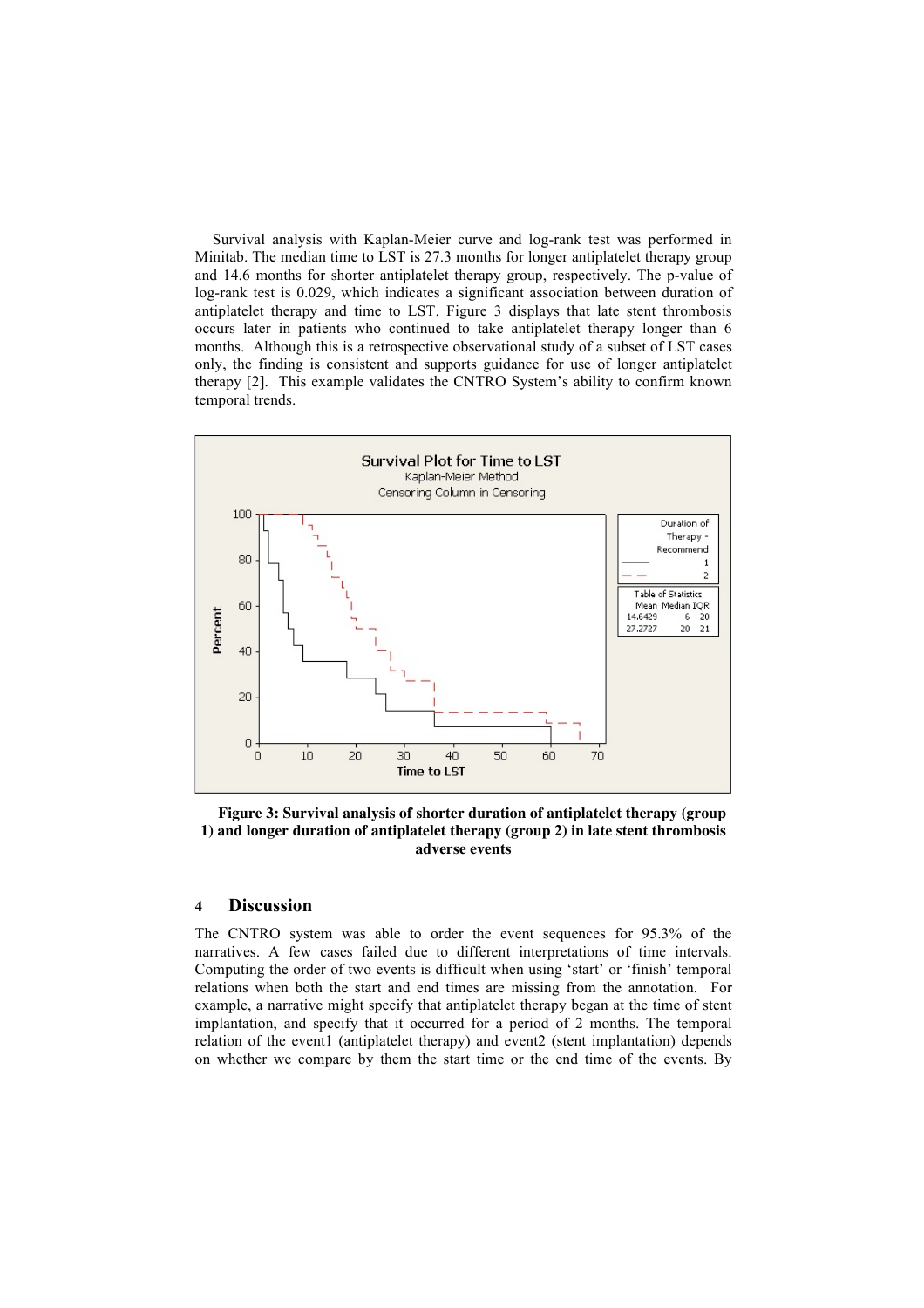Survival analysis with Kaplan-Meier curve and log-rank test was performed in Minitab. The median time to LST is 27.3 months for longer antiplatelet therapy group and 14.6 months for shorter antiplatelet therapy group, respectively. The p-value of log-rank test is 0.029, which indicates a significant association between duration of antiplatelet therapy and time to LST. Figure 3 displays that late stent thrombosis occurs later in patients who continued to take antiplatelet therapy longer than 6 months. Although this is a retrospective observational study of a subset of LST cases only, the finding is consistent and supports guidance for use of longer antiplatelet therapy [2]. This example validates the CNTRO System's ability to confirm known temporal trends.

**Figure 3: Survival analysis of shorter duration of antiplatelet therapy (group 1) and longer duration of antiplatelet therapy (group 2) in late stent thrombosis adverse events**

## 4 Discussion

The CNTRO system was able to order the event sequences for 95.3% of the narratives. A few cases failed due to different interpretations of time intervals. Computing the order of two events is difficult when using 'start' or 'finish' temporal relations when both the start and end times are missing from the annotation. For example, a narrative might specify that antiplatelet therapy began at the time of stent implantation, and specify that it occurred for a period of 2 months. The temporal relation of the event1 (antiplatelet therapy) and event2 (stent implantation) depends on whether we compare by them the start time or the end time of the events. By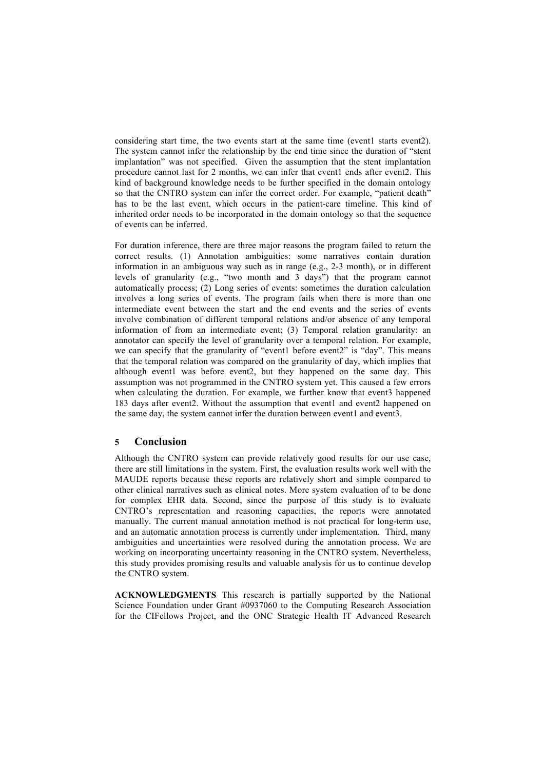considering start time, the two events start at the same time (event1 starts event2). The system cannot infer the relationship by the end time since the duration of "stent implantation" was not specified. Given the assumption that the stent implantation procedure cannot last for 2 months, we can infer that event1 ends after event2. This kind of background knowledge needs to be further specified in the domain ontology so that the CNTRO system can infer the correct order. For example, "patient death" has to be the last event, which occurs in the patient-care timeline. This kind of inherited order needs to be incorporated in the domain ontology so that the sequence of events can be inferred.

For duration inference, there are three major reasons the program failed to return the correct results. (1) Annotation ambiguities: some narratives contain duration information in an ambiguous way such as in range (e.g., 2-3 month), or in different levels of granularity (e.g., "two month and 3 days") that the program cannot automatically process; (2) Long series of events: sometimes the duration calculation involves a long series of events. The program fails when there is more than one intermediate event between the start and the end events and the series of events involve combination of different temporal relations and/or absence of any temporal information of from an intermediate event; (3) Temporal relation granularity: an annotator can specify the level of granularity over a temporal relation. For example, we can specify that the granularity of "event1 before event2" is "day". This means that the temporal relation was compared on the granularity of day, which implies that although event1 was before event2, but they happened on the same day. This assumption was not programmed in the CNTRO system yet. This caused a few errors when calculating the duration. For example, we further know that event3 happened 183 days after event2. Without the assumption that event1 and event2 happened on the same day, the system cannot infer the duration between event1 and event3.

## 5 Conclusion

Although the CNTRO system can provide relatively good results for our use case, there are still limitations in the system. First, the evaluation results work well with the MAUDE reports because these reports are relatively short and simple compared to other clinical narratives such as clinical notes. More system evaluation of to be done for complex EHR data. Second, since the purpose of this study is to evaluate CNTRO's representation and reasoning capacities, the reports were annotated manually. The current manual annotation method is not practical for long-term use, and an automatic annotation process is currently under implementation. Third, many ambiguities and uncertainties were resolved during the annotation process. We are working on incorporating uncertainty reasoning in the CNTRO system. Nevertheless, this study provides promising results and valuable analysis for us to continue develop the CNTRO system.

**ACKNOWLEDGMENTS** This research is partially supported by the National Science Foundation under Grant #0937060 to the Computing Research Association for the CIFellows Project, and the ONC Strategic Health IT Advanced Research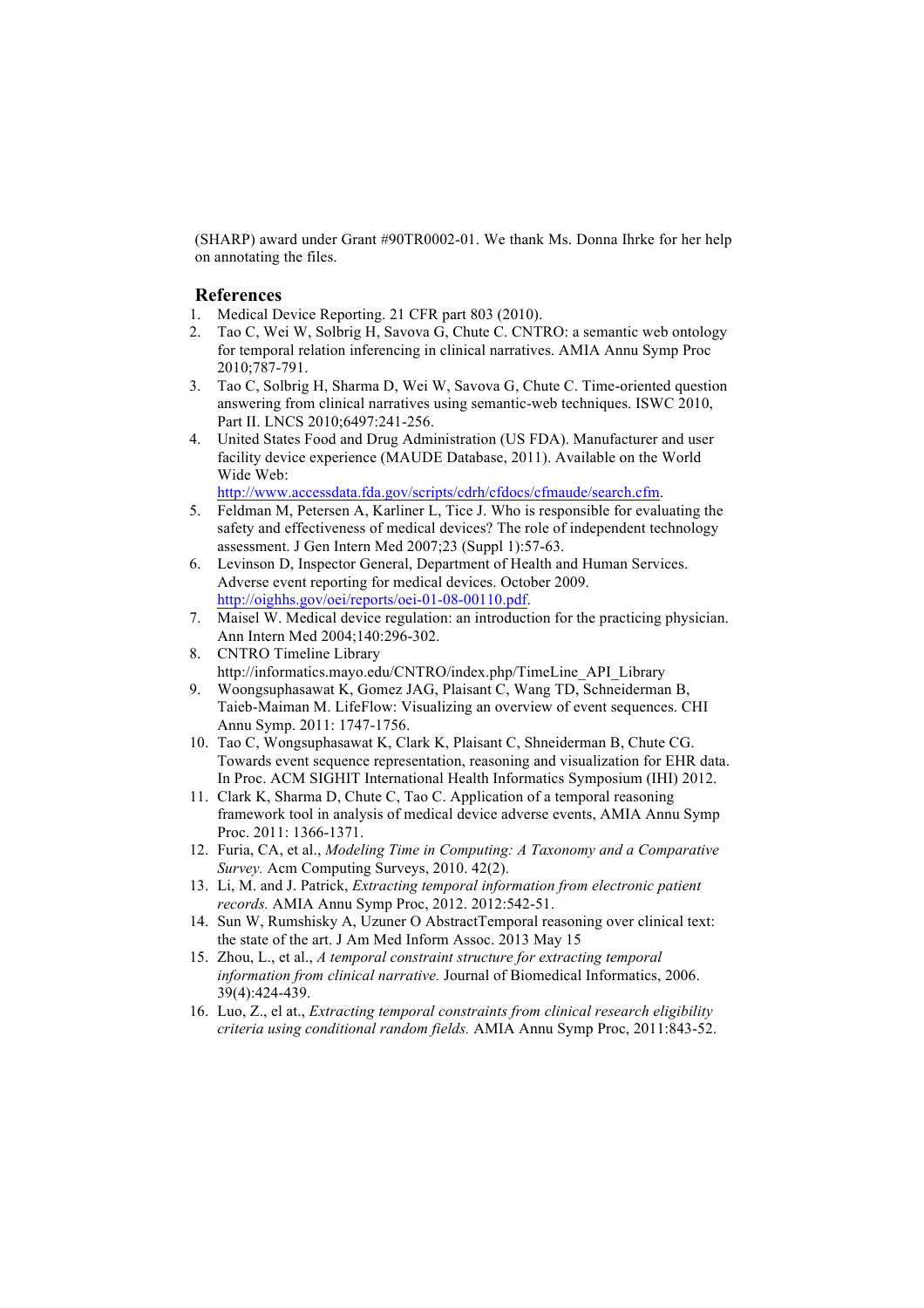(SHARP) award under Grant #90TR0002-01. We thank Ms. Donna Ihrke for her help on annotating the files.

## References

1. Medical Device Reporting. 21 CFR part 803 (2010).
2. Tao C, Wei W, Solbrig H, Savova G, Chute C. CNTRO: a semantic web ontology for temporal relation inferencing in clinical narratives. AMIA Annu Symp Proc 2010;787-791.
3. Tao C, Solbrig H, Sharma D, Wei W, Savova G, Chute C. Time-oriented question answering from clinical narratives using semantic-web techniques. ISWC 2010, Part II. LNCS 2010;6497:241-256.
4. United States Food and Drug Administration (US FDA). Manufacturer and user facility device experience (MAUDE Database, 2011). Available on the World Wide Web: http://www.accessdata.fda.gov/scripts/cdrh/cfdocs/cfmaude/search.cfm.
5. Feldman M, Petersen A, Karliner L, Tice J. Who is responsible for evaluating the safety and effectiveness of medical devices? The role of independent technology assessment. J Gen Intern Med 2007;23 (Suppl 1):57-63.
6. Levinson D, Inspector General, Department of Health and Human Services. Adverse event reporting for medical devices. October 2009. http://oighhs.gov/oei/reports/oei-01-08-00110.pdf.
7. Maisel W. Medical device regulation: an introduction for the practicing physician. Ann Intern Med 2004;140:296-302.
8. CNTRO Timeline Library http://informatics.mayo.edu/CNTRO/index.php/TimeLine_API_Library
9. Woongsuphasawat K, Gomez JAG, Plaisant C, Wang TD, Schneiderman B, Taieb-Maiman M. LifeFlow: Visualizing an overview of event sequences. CHI Annu Symp. 2011: 1747-1756.
10. Tao C, Wongsuphasawat K, Clark K, Plaisant C, Shneiderman B, Chute CG. Towards event sequence representation, reasoning and visualization for EHR data. In Proc. ACM SIGHIT International Health Informatics Symposium (IHI) 2012.
11. Clark K, Sharma D, Chute C, Tao C. Application of a temporal reasoning framework tool in analysis of medical device adverse events, AMIA Annu Symp Proc. 2011: 1366-1371.
12. Furia, CA, et al., *Modeling Time in Computing: A Taxonomy and a Comparative Survey.* Acm Computing Surveys, 2010. 42(2).
13. Li, M. and J. Patrick, *Extracting temporal information from electronic patient records.* AMIA Annu Symp Proc, 2012. 2012:542-51.
14. Sun W, Rumshisky A, Uzuner O AbstractTemporal reasoning over clinical text: the state of the art. J Am Med Inform Assoc. 2013 May 15
15. Zhou, L., et al., *A temporal constraint structure for extracting temporal information from clinical narrative.* Journal of Biomedical Informatics, 2006. 39(4):424-439.
16. Luo, Z., el at., *Extracting temporal constraints from clinical research eligibility criteria using conditional random fields.* AMIA Annu Symp Proc, 2011:843-52.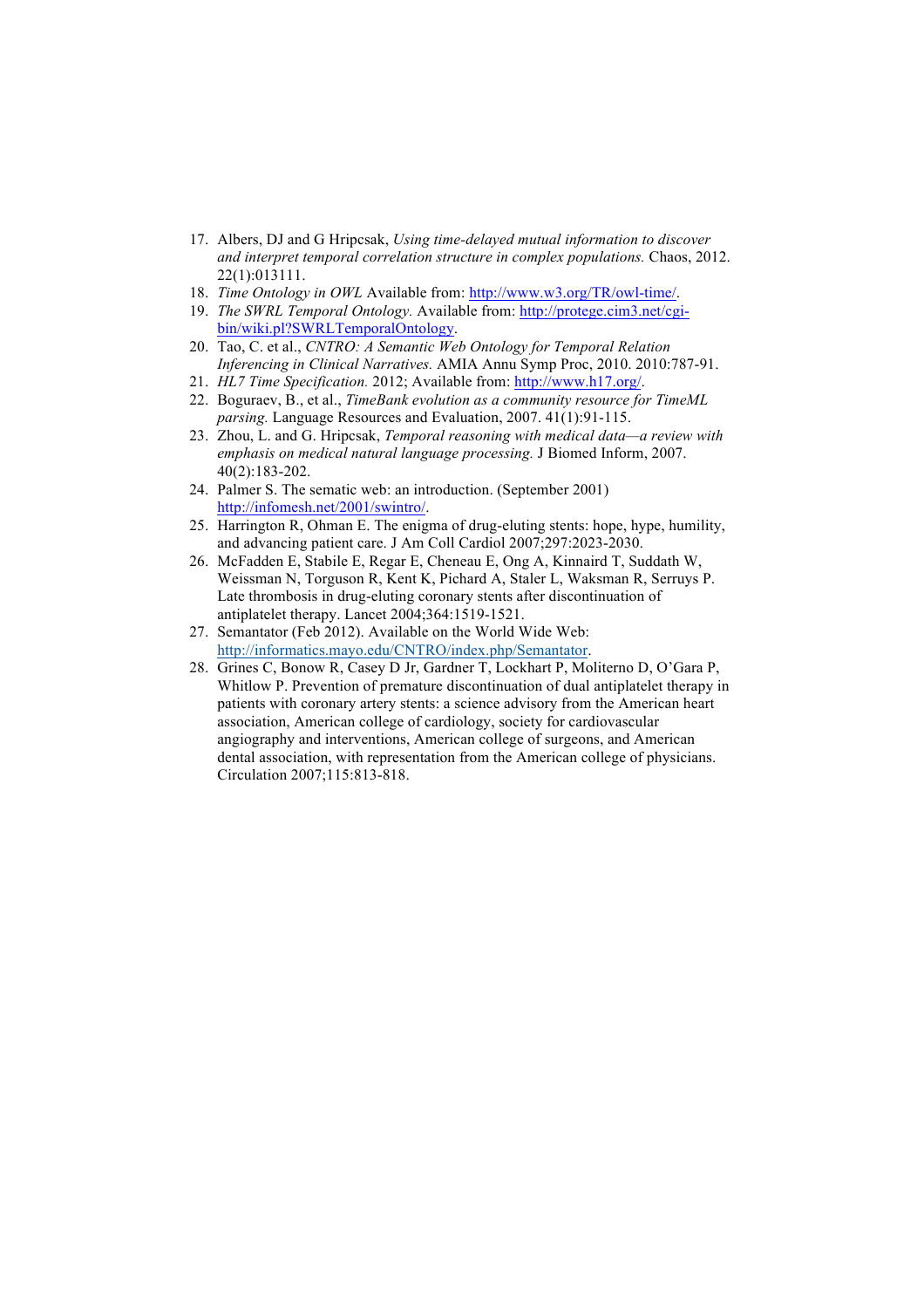17. Albers, DJ and G Hripcsak, *Using time-delayed mutual information to discover and interpret temporal correlation structure in complex populations.* Chaos, 2012. 22(1):013111.
18. *Time Ontology in OWL* Available from: http://www.w3.org/TR/owl-time/.
19. *The SWRL Temporal Ontology.* Available from: http://protege.cim3.net/cgi-bin/wiki.pl?SWRLTemporalOntology.
20. Tao, C. et al., *CNTRO: A Semantic Web Ontology for Temporal Relation Inferencing in Clinical Narratives.* AMIA Annu Symp Proc, 2010. 2010:787-91.
21. *HL7 Time Specification.* 2012; Available from: http://www.hl7.org/.
22. Boguraev, B., et al., *TimeBank evolution as a community resource for TimeML parsing.* Language Resources and Evaluation, 2007. 41(1):91-115.
23. Zhou, L. and G. Hripcsak, *Temporal reasoning with medical data—a review with emphasis on medical natural language processing.* J Biomed Inform, 2007. 40(2):183-202.
24. Palmer S. The sematic web: an introduction. (September 2001) http://infomesh.net/2001/swintro/.
25. Harrington R, Ohman E. The enigma of drug-eluting stents: hope, hype, humility, and advancing patient care. J Am Coll Cardiol 2007;297:2023-2030.
26. McFadden E, Stabile E, Regar E, Cheneau E, Ong A, Kinnaird T, Suddath W, Weissman N, Torguson R, Kent K, Pichard A, Staler L, Waksman R, Serruys P. Late thrombosis in drug-eluting coronary stents after discontinuation of antiplatelet therapy. Lancet 2004;364:1519-1521.
27. Semantator (Feb 2012). Available on the World Wide Web: http://informatics.mayo.edu/CNTRO/index.php/Semantator.
28. Grines C, Bonow R, Casey D Jr, Gardner T, Lockhart P, Moliterno D, O'Gara P, Whitlow P. Prevention of premature discontinuation of dual antiplatelet therapy in patients with coronary artery stents: a science advisory from the American heart association, American college of cardiology, society for cardiovascular angiography and interventions, American college of surgeons, and American dental association, with representation from the American college of physicians. Circulation 2007;115:813-818.